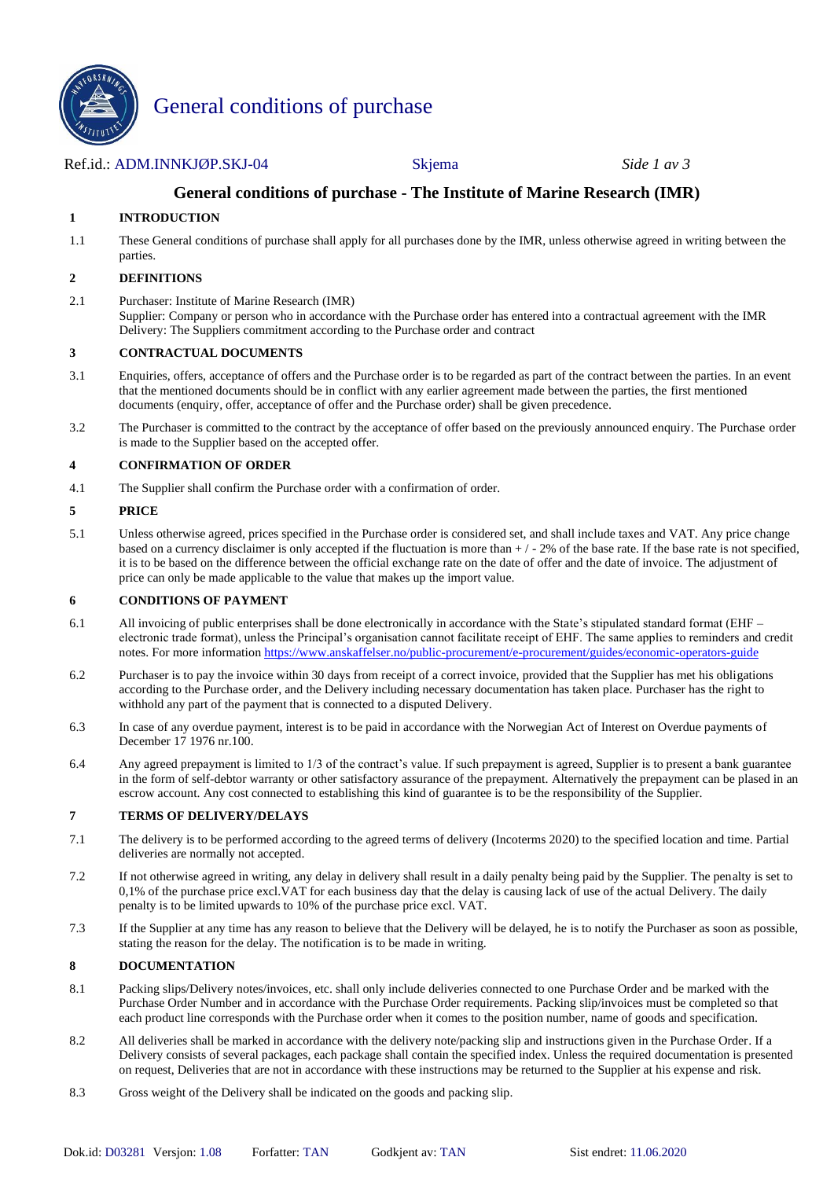# General conditions of purchase

Ref.id.: ADM.INNKJØP.SKJ-04 Skjema

## General conditions of purchase - The Institute of Marine Research (IMR)

### 1 INTRODUCTION

1.1 These General conditions of purchase shall apply for all purchases done by the IMR, unless otherwise agreed in writing between the parties.

### 2 DEFINITIONS

2.1 Purchaser: Institute of Marine Research (IMR)
Supplier: Company or person who in accordance with the Purchase order has entered into a contractual agreement with the IMR
Delivery: The Suppliers commitment according to the Purchase order and contract

### 3 CONTRACTUAL DOCUMENTS

3.1 Enquiries, offers, acceptance of offers and the Purchase order is to be regarded as part of the contract between the parties. In an event that the mentioned documents should be in conflict with any earlier agreement made between the parties, the first mentioned documents (enquiry, offer, acceptance of offer and the Purchase order) shall be given precedence.

3.2 The Purchaser is committed to the contract by the acceptance of offer based on the previously announced enquiry. The Purchase order is made to the Supplier based on the accepted offer.

### 4 CONFIRMATION OF ORDER

4.1 The Supplier shall confirm the Purchase order with a confirmation of order.

### 5 PRICE

5.1 Unless otherwise agreed, prices specified in the Purchase order is considered set, and shall include taxes and VAT. Any price change based on a currency disclaimer is only accepted if the fluctuation is more than + / - 2% of the base rate. If the base rate is not specified, it is to be based on the difference between the official exchange rate on the date of offer and the date of invoice. The adjustment of price can only be made applicable to the value that makes up the import value.

### 6 CONDITIONS OF PAYMENT

6.1 All invoicing of public enterprises shall be done electronically in accordance with the State's stipulated standard format (EHF – electronic trade format), unless the Principal's organisation cannot facilitate receipt of EHF. The same applies to reminders and credit notes. For more information https://www.anskaffelser.no/public-procurement/e-procurement/guides/economic-operators-guide

6.2 Purchaser is to pay the invoice within 30 days from receipt of a correct invoice, provided that the Supplier has met his obligations according to the Purchase order, and the Delivery including necessary documentation has taken place. Purchaser has the right to withhold any part of the payment that is connected to a disputed Delivery.

6.3 In case of any overdue payment, interest is to be paid in accordance with the Norwegian Act of Interest on Overdue payments of December 17 1976 nr.100.

6.4 Any agreed prepayment is limited to 1/3 of the contract's value. If such prepayment is agreed, Supplier is to present a bank guarantee in the form of self-debtor warranty or other satisfactory assurance of the prepayment. Alternatively the prepayment can be plased in an escrow account. Any cost connected to establishing this kind of guarantee is to be the responsibility of the Supplier.

### 7 TERMS OF DELIVERY/DELAYS

7.1 The delivery is to be performed according to the agreed terms of delivery (Incoterms 2020) to the specified location and time. Partial deliveries are normally not accepted.

7.2 If not otherwise agreed in writing, any delay in delivery shall result in a daily penalty being paid by the Supplier. The penalty is set to 0,1% of the purchase price excl.VAT for each business day that the delay is causing lack of use of the actual Delivery. The daily penalty is to be limited upwards to 10% of the purchase price excl. VAT.

7.3 If the Supplier at any time has any reason to believe that the Delivery will be delayed, he is to notify the Purchaser as soon as possible, stating the reason for the delay. The notification is to be made in writing.

### 8 DOCUMENTATION

8.1 Packing slips/Delivery notes/invoices, etc. shall only include deliveries connected to one Purchase Order and be marked with the Purchase Order Number and in accordance with the Purchase Order requirements. Packing slip/invoices must be completed so that each product line corresponds with the Purchase order when it comes to the position number, name of goods and specification.

8.2 All deliveries shall be marked in accordance with the delivery note/packing slip and instructions given in the Purchase Order. If a Delivery consists of several packages, each package shall contain the specified index. Unless the required documentation is presented on request, Deliveries that are not in accordance with these instructions may be returned to the Supplier at his expense and risk.

8.3 Gross weight of the Delivery shall be indicated on the goods and packing slip.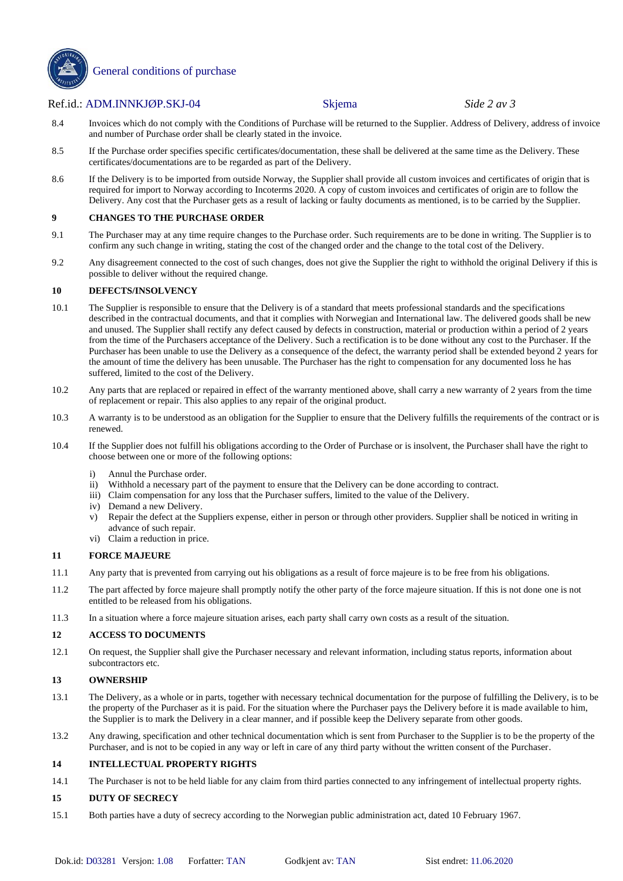8.4 Invoices which do not comply with the Conditions of Purchase will be returned to the Supplier. Address of Delivery, address of invoice and number of Purchase order shall be clearly stated in the invoice.

8.5 If the Purchase order specifies specific certificates/documentation, these shall be delivered at the same time as the Delivery. These certificates/documentations are to be regarded as part of the Delivery.

8.6 If the Delivery is to be imported from outside Norway, the Supplier shall provide all custom invoices and certificates of origin that is required for import to Norway according to Incoterms 2020. A copy of custom invoices and certificates of origin are to follow the Delivery. Any cost that the Purchaser gets as a result of lacking or faulty documents as mentioned, is to be carried by the Supplier.

## 9 CHANGES TO THE PURCHASE ORDER

9.1 The Purchaser may at any time require changes to the Purchase order. Such requirements are to be done in writing. The Supplier is to confirm any such change in writing, stating the cost of the changed order and the change to the total cost of the Delivery.

9.2 Any disagreement connected to the cost of such changes, does not give the Supplier the right to withhold the original Delivery if this is possible to deliver without the required change.

## 10 DEFECTS/INSOLVENCY

10.1 The Supplier is responsible to ensure that the Delivery is of a standard that meets professional standards and the specifications described in the contractual documents, and that it complies with Norwegian and International law. The delivered goods shall be new and unused. The Supplier shall rectify any defect caused by defects in construction, material or production within a period of 2 years from the time of the Purchasers acceptance of the Delivery. Such a rectification is to be done without any cost to the Purchaser. If the Purchaser has been unable to use the Delivery as a consequence of the defect, the warranty period shall be extended beyond 2 years for the amount of time the delivery has been unusable. The Purchaser has the right to compensation for any documented loss he has suffered, limited to the cost of the Delivery.

10.2 Any parts that are replaced or repaired in effect of the warranty mentioned above, shall carry a new warranty of 2 years from the time of replacement or repair. This also applies to any repair of the original product.

10.3 A warranty is to be understood as an obligation for the Supplier to ensure that the Delivery fulfills the requirements of the contract or is renewed.

10.4 If the Supplier does not fulfill his obligations according to the Order of Purchase or is insolvent, the Purchaser shall have the right to choose between one or more of the following options:

i) Annul the Purchase order.
ii) Withhold a necessary part of the payment to ensure that the Delivery can be done according to contract.
iii) Claim compensation for any loss that the Purchaser suffers, limited to the value of the Delivery.
iv) Demand a new Delivery.
v) Repair the defect at the Suppliers expense, either in person or through other providers. Supplier shall be noticed in writing in advance of such repair.
vi) Claim a reduction in price.

## 11 FORCE MAJEURE

11.1 Any party that is prevented from carrying out his obligations as a result of force majeure is to be free from his obligations.

11.2 The part affected by force majeure shall promptly notify the other party of the force majeure situation. If this is not done one is not entitled to be released from his obligations.

11.3 In a situation where a force majeure situation arises, each party shall carry own costs as a result of the situation.

## 12 ACCESS TO DOCUMENTS

12.1 On request, the Supplier shall give the Purchaser necessary and relevant information, including status reports, information about subcontractors etc.

## 13 OWNERSHIP

13.1 The Delivery, as a whole or in parts, together with necessary technical documentation for the purpose of fulfilling the Delivery, is to be the property of the Purchaser as it is paid. For the situation where the Purchaser pays the Delivery before it is made available to him, the Supplier is to mark the Delivery in a clear manner, and if possible keep the Delivery separate from other goods.

13.2 Any drawing, specification and other technical documentation which is sent from Purchaser to the Supplier is to be the property of the Purchaser, and is not to be copied in any way or left in care of any third party without the written consent of the Purchaser.

## 14 INTELLECTUAL PROPERTY RIGHTS

14.1 The Purchaser is not to be held liable for any claim from third parties connected to any infringement of intellectual property rights.

## 15 DUTY OF SECRECY

15.1 Both parties have a duty of secrecy according to the Norwegian public administration act, dated 10 February 1967.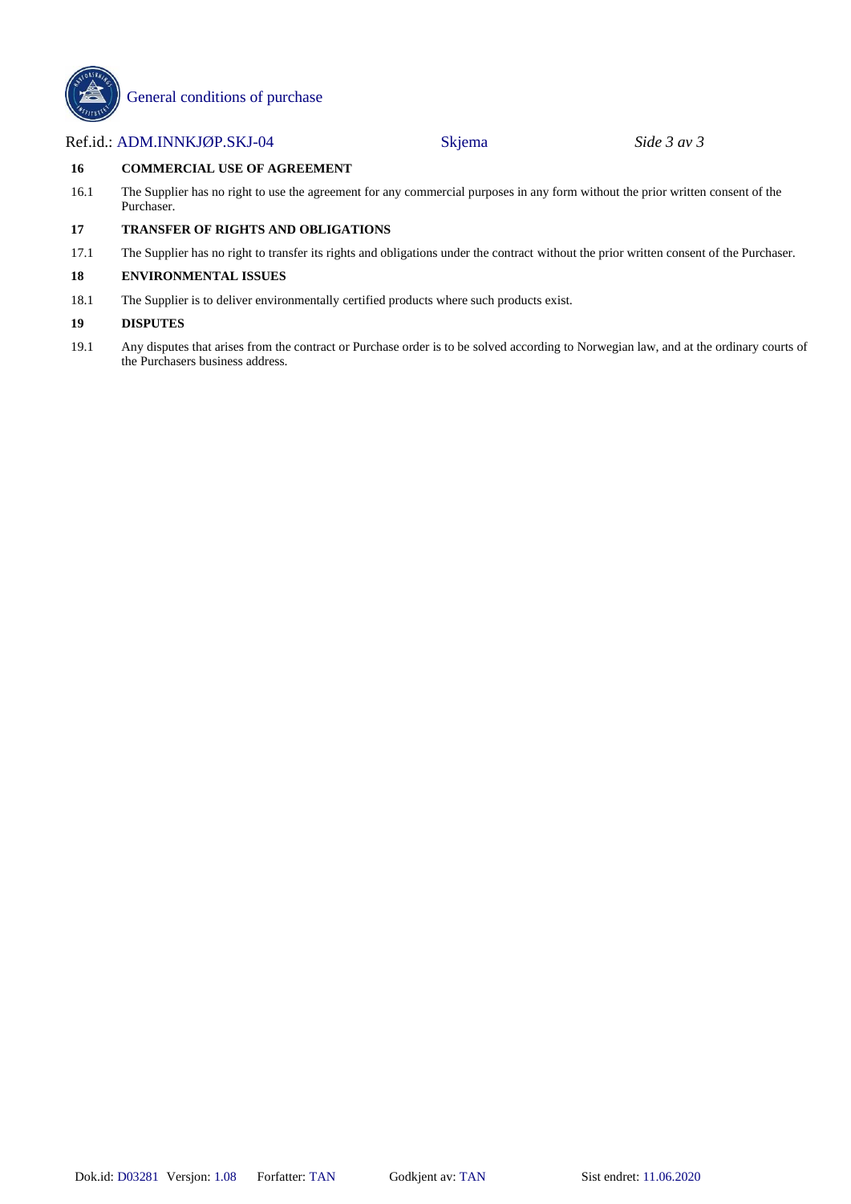## 16 COMMERCIAL USE OF AGREEMENT

16.1 The Supplier has no right to use the agreement for any commercial purposes in any form without the prior written consent of the Purchaser.

## 17 TRANSFER OF RIGHTS AND OBLIGATIONS

17.1 The Supplier has no right to transfer its rights and obligations under the contract without the prior written consent of the Purchaser.

## 18 ENVIRONMENTAL ISSUES

18.1 The Supplier is to deliver environmentally certified products where such products exist.

## 19 DISPUTES

19.1 Any disputes that arises from the contract or Purchase order is to be solved according to Norwegian law, and at the ordinary courts of the Purchasers business address.